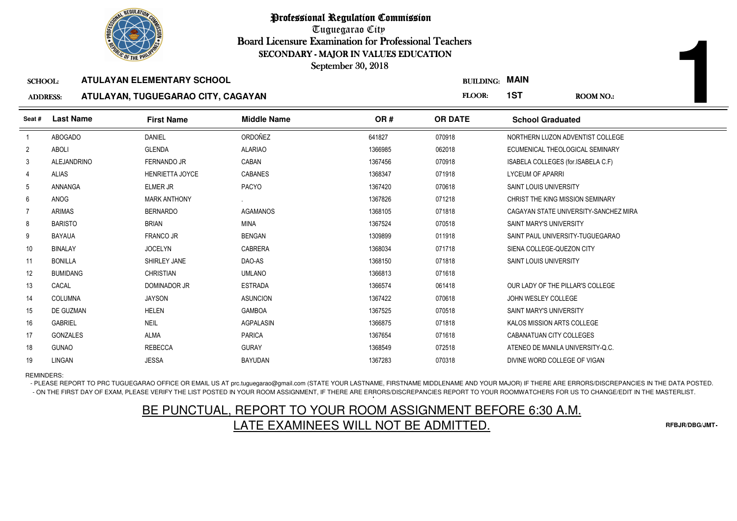# Professional Regulation Commission

Tuguegarao City

Board Licensure Examination for Professional Teachers

SECONDARY - MAJOR IN VALUES EDUCATION

September 30, 2018

**SCHOOL:** ATULAYAN ELEMENTARY SCHOOL

**ADDRESS:** ATULAYAN, TUGUEGARAO CITY, CAGAYAN

**BUILDING:** MAIN

**FLOOR:** 1ST

**ROOM NO.:** 1

| Seat # | Last Name | First Name | Middle Name | OR # | OR DATE | School Graduated |
|---|---|---|---|---|---|---|
| 1 | ABOGADO | DANIEL | ORDOÑEZ | 641827 | 070918 | NORTHERN LUZON ADVENTIST COLLEGE |
| 2 | ABOLI | GLENDA | ALARIAO | 1366985 | 062018 | ECUMENICAL THEOLOGICAL SEMINARY |
| 3 | ALEJANDRINO | FERNANDO JR | CABAN | 1367456 | 070918 | ISABELA COLLEGES (for.ISABELA C.F) |
| 4 | ALIAS | HENRIETTA JOYCE | CABANES | 1368347 | 071918 | LYCEUM OF APARRI |
| 5 | ANNANGA | ELMER JR | PACYO | 1367420 | 070618 | SAINT LOUIS UNIVERSITY |
| 6 | ANOG | MARK ANTHONY | . | 1367826 | 071218 | CHRIST THE KING MISSION SEMINARY |
| 7 | ARIMAS | BERNARDO | AGAMANOS | 1368105 | 071818 | CAGAYAN STATE UNIVERSITY-SANCHEZ MIRA |
| 8 | BARISTO | BRIAN | MINA | 1367524 | 070518 | SAINT MARY'S UNIVERSITY |
| 9 | BAYAUA | FRANCO JR | BENGAN | 1309899 | 011918 | SAINT PAUL UNIVERSITY-TUGUEGARAO |
| 10 | BINALAY | JOCELYN | CABRERA | 1368034 | 071718 | SIENA COLLEGE-QUEZON CITY |
| 11 | BONILLA | SHIRLEY JANE | DAO-AS | 1368150 | 071818 | SAINT LOUIS UNIVERSITY |
| 12 | BUMIDANG | CHRISTIAN | UMLANO | 1366813 | 071618 | |
| 13 | CACAL | DOMINADOR JR | ESTRADA | 1366574 | 061418 | OUR LADY OF THE PILLAR'S COLLEGE |
| 14 | COLUMNA | JAYSON | ASUNCION | 1367422 | 070618 | JOHN WESLEY COLLEGE |
| 15 | DE GUZMAN | HELEN | GAMBOA | 1367525 | 070518 | SAINT MARY'S UNIVERSITY |
| 16 | GABRIEL | NEIL | AGPALASIN | 1366875 | 071818 | KALOS MISSION ARTS COLLEGE |
| 17 | GONZALES | ALMA | PARICA | 1367654 | 071618 | CABANATUAN CITY COLLEGES |
| 18 | GUNAO | REBECCA | GURAY | 1368549 | 072518 | ATENEO DE MANILA UNIVERSITY-Q.C. |
| 19 | LINGAN | JESSA | BAYUDAN | 1367283 | 070318 | DIVINE WORD COLLEGE OF VIGAN |

REMINDERS:

- PLEASE REPORT TO PRC TUGUEGARAO OFFICE OR EMAIL US AT prc.tuguegarao@gmail.com (STATE YOUR LASTNAME, FIRSTNAME MIDDLENAME AND YOUR MAJOR) IF THERE ARE ERRORS/DISCREPANCIES IN THE DATA POSTED.
- ON THE FIRST DAY OF EXAM, PLEASE VERIFY THE LIST POSTED IN YOUR ROOM ASSIGNMENT, IF THERE ARE ERRORS/DISCREPANCIES REPORT TO YOUR ROOMWATCHERS FOR US TO CHANGE/EDIT IN THE MASTERLIST.

## BE PUNCTUAL, REPORT TO YOUR ROOM ASSIGNMENT BEFORE 6:30 A.M. LATE EXAMINEES WILL NOT BE ADMITTED.

RFBJR/DBG/JMT-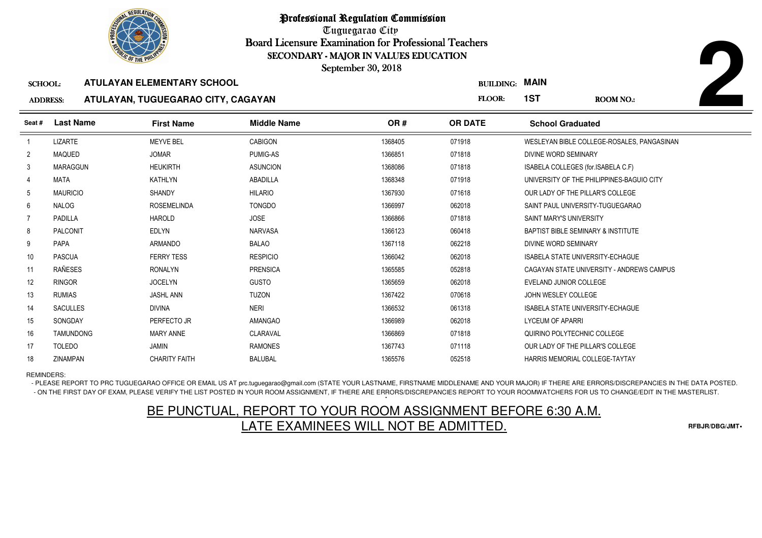# Professional Regulation Commission

Tuguegarao City

Board Licensure Examination for Professional Teachers

SECONDARY - MAJOR IN VALUES EDUCATION

September 30, 2018

**SCHOOL:** ATULAYAN ELEMENTARY SCHOOL

**ADDRESS:** ATULAYAN, TUGUEGARAO CITY, CAGAYAN

**BUILDING:** MAIN

**FLOOR:** 1ST

**ROOM NO.:** 2

| Seat # | Last Name | First Name | Middle Name | OR # | OR DATE | School Graduated |
|---|---|---|---|---|---|---|
| 1 | LIZARTE | MEYVE BEL | CABIGON | 1368405 | 071918 | WESLEYAN BIBLE COLLEGE-ROSALES, PANGASINAN |
| 2 | MAQUED | JOMAR | PUMIG-AS | 1366851 | 071818 | DIVINE WORD SEMINARY |
| 3 | MARAGGUN | HEUKIRTH | ASUNCION | 1368086 | 071818 | ISABELA COLLEGES (for.ISABELA C.F) |
| 4 | MATA | KATHLYN | ABADILLA | 1368348 | 071918 | UNIVERSITY OF THE PHILIPPINES-BAGUIO CITY |
| 5 | MAURICIO | SHANDY | HILARIO | 1367930 | 071618 | OUR LADY OF THE PILLAR'S COLLEGE |
| 6 | NALOG | ROSEMELINDA | TONGDO | 1366997 | 062018 | SAINT PAUL UNIVERSITY-TUGUEGARAO |
| 7 | PADILLA | HAROLD | JOSE | 1366866 | 071818 | SAINT MARY'S UNIVERSITY |
| 8 | PALCONIT | EDLYN | NARVASA | 1366123 | 060418 | BAPTIST BIBLE SEMINARY & INSTITUTE |
| 9 | PAPA | ARMANDO | BALAO | 1367118 | 062218 | DIVINE WORD SEMINARY |
| 10 | PASCUA | FERRY TESS | RESPICIO | 1366042 | 062018 | ISABELA STATE UNIVERSITY-ECHAGUE |
| 11 | RAÑESES | RONALYN | PRENSICA | 1365585 | 052818 | CAGAYAN STATE UNIVERSITY - ANDREWS CAMPUS |
| 12 | RINGOR | JOCELYN | GUSTO | 1365659 | 062018 | EVELAND JUNIOR COLLEGE |
| 13 | RUMIAS | JASHL ANN | TUZON | 1367422 | 070618 | JOHN WESLEY COLLEGE |
| 14 | SACULLES | DIVINA | NERI | 1366532 | 061318 | ISABELA STATE UNIVERSITY-ECHAGUE |
| 15 | SONGDAY | PERFECTO JR | AMANGAO | 1366989 | 062018 | LYCEUM OF APARRI |
| 16 | TAMUNDONG | MARY ANNE | CLARAVAL | 1366869 | 071818 | QUIRINO POLYTECHNIC COLLEGE |
| 17 | TOLEDO | JAMIN | RAMONES | 1367743 | 071118 | OUR LADY OF THE PILLAR'S COLLEGE |
| 18 | ZINAMPAN | CHARITY FAITH | BALUBAL | 1365576 | 052518 | HARRIS MEMORIAL COLLEGE-TAYTAY |

REMINDERS:

- PLEASE REPORT TO PRC TUGUEGARAO OFFICE OR EMAIL US AT prc.tuguegarao@gmail.com (STATE YOUR LASTNAME, FIRSTNAME MIDDLENAME AND YOUR MAJOR) IF THERE ARE ERRORS/DISCREPANCIES IN THE DATA POSTED.
- ON THE FIRST DAY OF EXAM, PLEASE VERIFY THE LIST POSTED IN YOUR ROOM ASSIGNMENT, IF THERE ARE ERRORS/DISCREPANCIES REPORT TO YOUR ROOMWATCHERS FOR US TO CHANGE/EDIT IN THE MASTERLIST.

## BE PUNCTUAL, REPORT TO YOUR ROOM ASSIGNMENT BEFORE 6:30 A.M. LATE EXAMINEES WILL NOT BE ADMITTED.

RFBJR/DBG/JMT